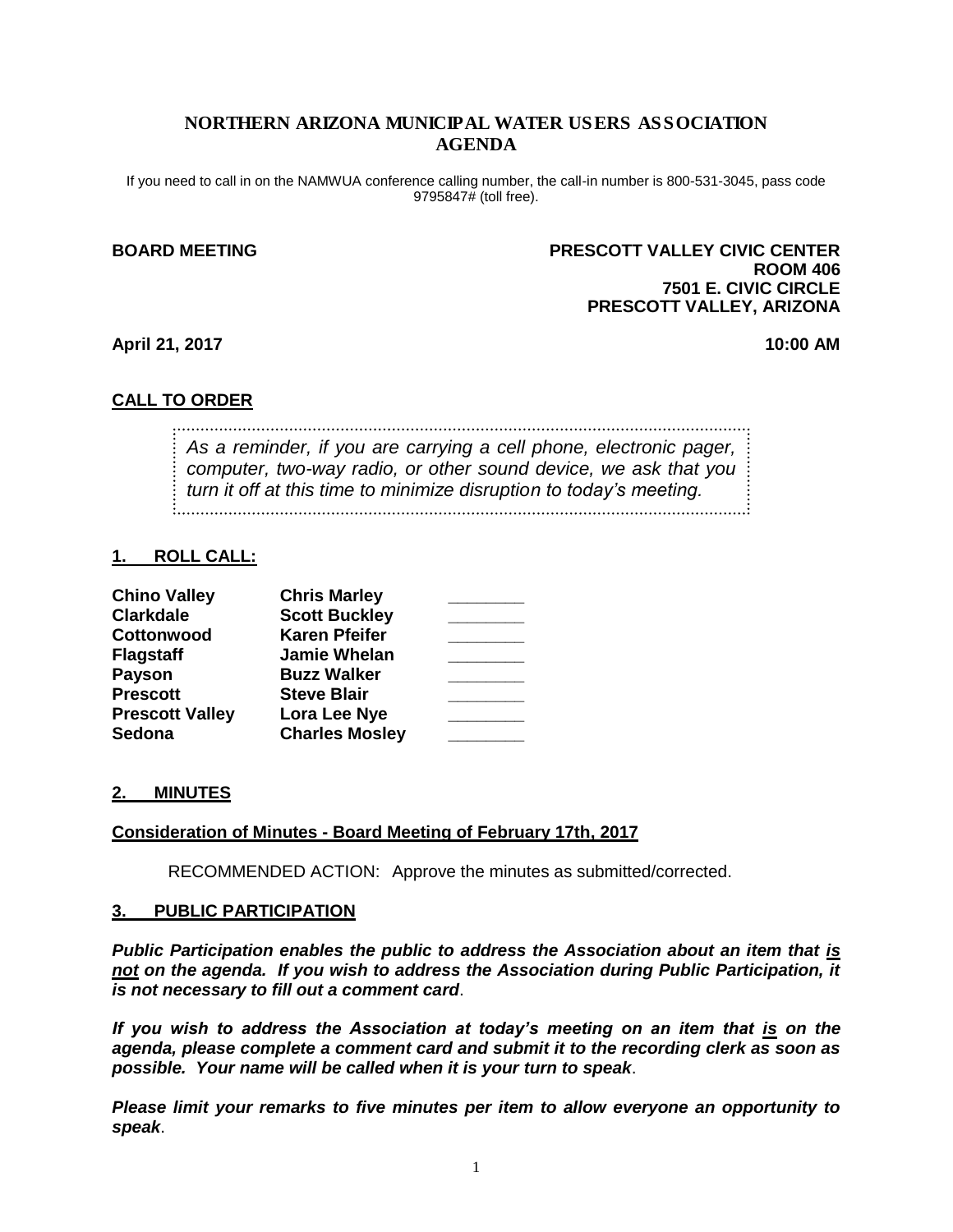# NORTHERN ARIZONA MUNICIPAL WATER USERS ASSOCIATION AGENDA

If you need to call in on the NAMWUA conference calling number, the call-in number is 800-531-3045, pass code 9795847# (toll free).

**BOARD MEETING**

**PRESCOTT VALLEY CIVIC CENTER**
**ROOM 406**
**7501 E. CIVIC CIRCLE**
**PRESCOTT VALLEY, ARIZONA**

**April 21, 2017** **10:00 AM**

## CALL TO ORDER

*As a reminder, if you are carrying a cell phone, electronic pager, computer, two-way radio, or other sound device, we ask that you turn it off at this time to minimize disruption to today's meeting.*

## 1. ROLL CALL:

| | | |
|---|---|---|
| **Chino Valley** | **Chris Marley** | ________ |
| **Clarkdale** | **Scott Buckley** | ________ |
| **Cottonwood** | **Karen Pfeifer** | ________ |
| **Flagstaff** | **Jamie Whelan** | ________ |
| **Payson** | **Buzz Walker** | ________ |
| **Prescott** | **Steve Blair** | ________ |
| **Prescott Valley** | **Lora Lee Nye** | ________ |
| **Sedona** | **Charles Mosley** | ________ |

## 2. MINUTES

**Consideration of Minutes - Board Meeting of February 17th, 2017**

RECOMMENDED ACTION: Approve the minutes as submitted/corrected.

## 3. PUBLIC PARTICIPATION

***Public Participation enables the public to address the Association about an item that is not on the agenda. If you wish to address the Association during Public Participation, it is not necessary to fill out a comment card*.**

***If you wish to address the Association at today's meeting on an item that is on the agenda, please complete a comment card and submit it to the recording clerk as soon as possible. Your name will be called when it is your turn to speak*.**

***Please limit your remarks to five minutes per item to allow everyone an opportunity to speak*.**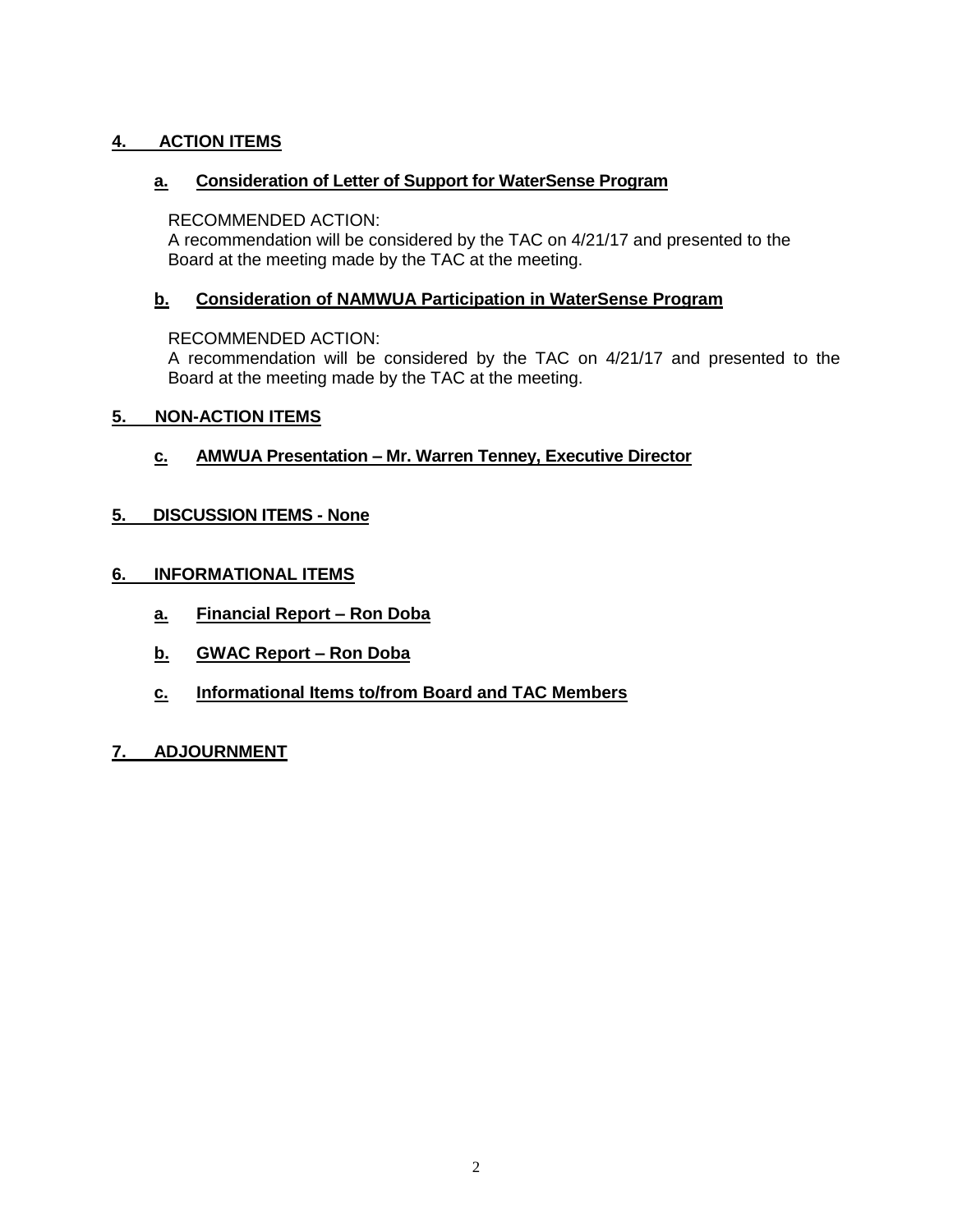## 4. ACTION ITEMS

### a. Consideration of Letter of Support for WaterSense Program

RECOMMENDED ACTION:
A recommendation will be considered by the TAC on 4/21/17 and presented to the Board at the meeting made by the TAC at the meeting.

### b. Consideration of NAMWUA Participation in WaterSense Program

RECOMMENDED ACTION:
A recommendation will be considered by the TAC on 4/21/17 and presented to the Board at the meeting made by the TAC at the meeting.

## 5. NON-ACTION ITEMS

### c. AMWUA Presentation – Mr. Warren Tenney, Executive Director

## 5. DISCUSSION ITEMS - None

## 6. INFORMATIONAL ITEMS

### a. Financial Report – Ron Doba

### b. GWAC Report – Ron Doba

### c. Informational Items to/from Board and TAC Members

## 7. ADJOURNMENT